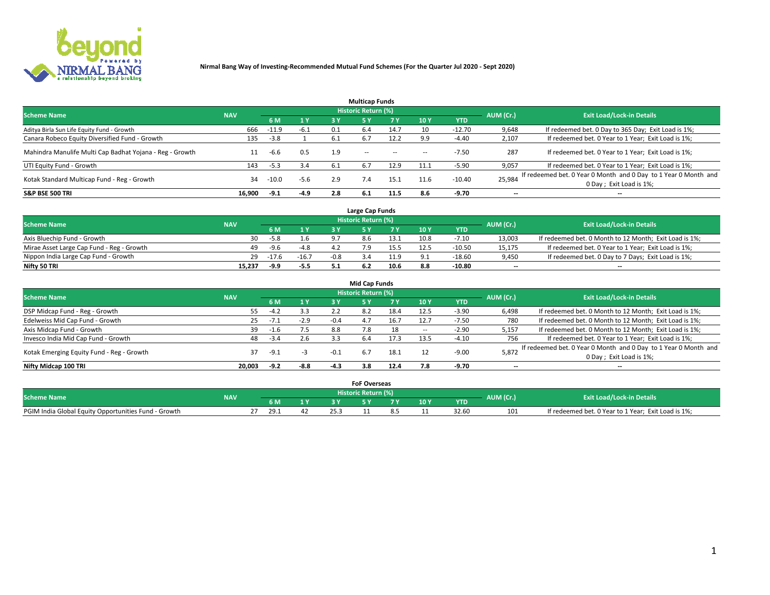**Nirmal Bang Way of Investing-Recommended Mutual Fund Schemes (For the Quarter Jul 2020 - Sept 2020)**

## Multicap Funds

| Scheme Name | NAV | Historic Return (%) | | | | | | | AUM (Cr.) | Exit Load/Lock-in Details |
|---|---|---|---|---|---|---|---|---|---|---|
| | | 6 M | 1 Y | 3 Y | 5 Y | 7 Y | 10 Y | YTD | | |
| Aditya Birla Sun Life Equity Fund - Growth | 666 | -11.9 | -6.1 | 0.1 | 6.4 | 14.7 | 10 | -12.70 | 9,648 | If redeemed bet. 0 Day to 365 Day; Exit Load is 1%; |
| Canara Robeco Equity Diversified Fund - Growth | 135 | -3.8 | 1 | 6.1 | 6.7 | 12.2 | 9.9 | -4.40 | 2,107 | If redeemed bet. 0 Year to 1 Year; Exit Load is 1%; |
| Mahindra Manulife Multi Cap Badhat Yojana - Reg - Growth | 11 | -6.6 | 0.5 | 1.9 | -- | -- | -- | -7.50 | 287 | If redeemed bet. 0 Year to 1 Year; Exit Load is 1%; |
| UTI Equity Fund - Growth | 143 | -5.3 | 3.4 | 6.1 | 6.7 | 12.9 | 11.1 | -5.90 | 9,057 | If redeemed bet. 0 Year to 1 Year; Exit Load is 1%; |
| Kotak Standard Multicap Fund - Reg - Growth | 34 | -10.0 | -5.6 | 2.9 | 7.4 | 15.1 | 11.6 | -10.40 | 25,984 | If redeemed bet. 0 Year 0 Month and 0 Day to 1 Year 0 Month and 0 Day ; Exit Load is 1%; |
| **S&P BSE 500 TRI** | **16,900** | **-9.1** | **-4.9** | **2.8** | **6.1** | **11.5** | **8.6** | **-9.70** | **--** | **--** |

## Large Cap Funds

| Scheme Name | NAV | Historic Return (%) | | | | | | | AUM (Cr.) | Exit Load/Lock-in Details |
|---|---|---|---|---|---|---|---|---|---|---|
| | | 6 M | 1 Y | 3 Y | 5 Y | 7 Y | 10 Y | YTD | | |
| Axis Bluechip Fund - Growth | 30 | -5.8 | 1.6 | 9.7 | 8.6 | 13.1 | 10.8 | -7.10 | 13,003 | If redeemed bet. 0 Month to 12 Month; Exit Load is 1%; |
| Mirae Asset Large Cap Fund - Reg - Growth | 49 | -9.6 | -4.8 | 4.2 | 7.9 | 15.5 | 12.5 | -10.50 | 15,175 | If redeemed bet. 0 Year to 1 Year; Exit Load is 1%; |
| Nippon India Large Cap Fund - Growth | 29 | -17.6 | -16.7 | -0.8 | 3.4 | 11.9 | 9.1 | -18.60 | 9,450 | If redeemed bet. 0 Day to 7 Days; Exit Load is 1%; |
| **Nifty 50 TRI** | **15,237** | **-9.9** | **-5.5** | **5.1** | **6.2** | **10.6** | **8.8** | **-10.80** | **--** | **--** |

## Mid Cap Funds

| Scheme Name | NAV | Historic Return (%) | | | | | | | AUM (Cr.) | Exit Load/Lock-in Details |
|---|---|---|---|---|---|---|---|---|---|---|
| | | 6 M | 1 Y | 3 Y | 5 Y | 7 Y | 10 Y | YTD | | |
| DSP Midcap Fund - Reg - Growth | 55 | -4.2 | 3.3 | 2.2 | 8.2 | 18.4 | 12.5 | -3.90 | 6,498 | If redeemed bet. 0 Month to 12 Month; Exit Load is 1%; |
| Edelweiss Mid Cap Fund - Growth | 25 | -7.1 | -2.9 | -0.4 | 4.7 | 16.7 | 12.7 | -7.50 | 780 | If redeemed bet. 0 Month to 12 Month; Exit Load is 1%; |
| Axis Midcap Fund - Growth | 39 | -1.6 | 7.5 | 8.8 | 7.8 | 18 | -- | -2.90 | 5,157 | If redeemed bet. 0 Month to 12 Month; Exit Load is 1%; |
| Invesco India Mid Cap Fund - Growth | 48 | -3.4 | 2.6 | 3.3 | 6.4 | 17.3 | 13.5 | -4.10 | 756 | If redeemed bet. 0 Year to 1 Year; Exit Load is 1%; |
| Kotak Emerging Equity Fund - Reg - Growth | 37 | -9.1 | -3 | -0.1 | 6.7 | 18.1 | 12 | -9.00 | 5,872 | If redeemed bet. 0 Year 0 Month and 0 Day to 1 Year 0 Month and 0 Day ; Exit Load is 1%; |
| **Nifty Midcap 100 TRI** | **20,003** | **-9.2** | **-8.8** | **-4.3** | **3.8** | **12.4** | **7.8** | **-9.70** | **--** | **--** |

## FoF Overseas

| Scheme Name | NAV | Historic Return (%) | | | | | | | AUM (Cr.) | Exit Load/Lock-in Details |
|---|---|---|---|---|---|---|---|---|---|---|
| | | 6 M | 1 Y | 3 Y | 5 Y | 7 Y | 10 Y | YTD | | |
| PGIM India Global Equity Opportunities Fund - Growth | 27 | 29.1 | 42 | 25.3 | 11 | 8.5 | 11 | 32.60 | 101 | If redeemed bet. 0 Year to 1 Year; Exit Load is 1%; |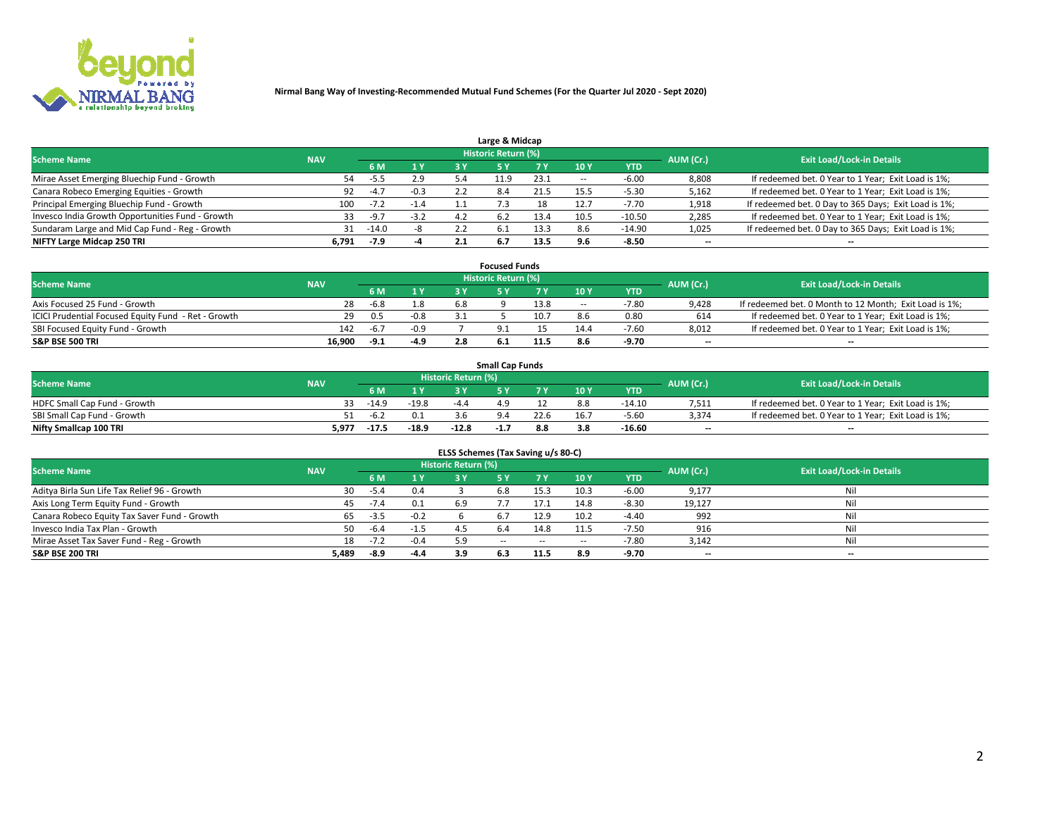# Nirmal Bang Way of Investing-Recommended Mutual Fund Schemes (For the Quarter Jul 2020 - Sept 2020)

## Large & Midcap

| Scheme Name | NAV | Historic Return (%) | | | | | | | AUM (Cr.) | Exit Load/Lock-in Details |
|---|---|---|---|---|---|---|---|---|---|---|
| | | 6 M | 1 Y | 3 Y | 5 Y | 7 Y | 10 Y | YTD | | |
| Mirae Asset Emerging Bluechip Fund - Growth | 54 | -5.5 | 2.9 | 5.4 | 11.9 | 23.1 | -- | -6.00 | 8,808 | If redeemed bet. 0 Year to 1 Year; Exit Load is 1%; |
| Canara Robeco Emerging Equities - Growth | 92 | -4.7 | -0.3 | 2.2 | 8.4 | 21.5 | 15.5 | -5.30 | 5,162 | If redeemed bet. 0 Year to 1 Year; Exit Load is 1%; |
| Principal Emerging Bluechip Fund - Growth | 100 | -7.2 | -1.4 | 1.1 | 7.3 | 18 | 12.7 | -7.70 | 1,918 | If redeemed bet. 0 Day to 365 Days; Exit Load is 1%; |
| Invesco India Growth Opportunities Fund - Growth | 33 | -9.7 | -3.2 | 4.2 | 6.2 | 13.4 | 10.5 | -10.50 | 2,285 | If redeemed bet. 0 Year to 1 Year; Exit Load is 1%; |
| Sundaram Large and Mid Cap Fund - Reg - Growth | 31 | -14.0 | -8 | 2.2 | 6.1 | 13.3 | 8.6 | -14.90 | 1,025 | If redeemed bet. 0 Day to 365 Days; Exit Load is 1%; |
| **NIFTY Large Midcap 250 TRI** | **6,791** | **-7.9** | **-4** | **2.1** | **6.7** | **13.5** | **9.6** | **-8.50** | **--** | **--** |

## Focused Funds

| Scheme Name | NAV | Historic Return (%) | | | | | | | AUM (Cr.) | Exit Load/Lock-in Details |
|---|---|---|---|---|---|---|---|---|---|---|
| | | 6 M | 1 Y | 3 Y | 5 Y | 7 Y | 10 Y | YTD | | |
| Axis Focused 25 Fund - Growth | 28 | -6.8 | 1.8 | 6.8 | 9 | 13.8 | -- | -7.80 | 9,428 | If redeemed bet. 0 Month to 12 Month; Exit Load is 1%; |
| ICICI Prudential Focused Equity Fund - Ret - Growth | 29 | 0.5 | -0.8 | 3.1 | 5 | 10.7 | 8.6 | 0.80 | 614 | If redeemed bet. 0 Year to 1 Year; Exit Load is 1%; |
| SBI Focused Equity Fund - Growth | 142 | -6.7 | -0.9 | 7 | 9.1 | 15 | 14.4 | -7.60 | 8,012 | If redeemed bet. 0 Year to 1 Year; Exit Load is 1%; |
| **S&P BSE 500 TRI** | **16,900** | **-9.1** | **-4.9** | **2.8** | **6.1** | **11.5** | **8.6** | **-9.70** | **--** | **--** |

## Small Cap Funds

| Scheme Name | NAV | Historic Return (%) | | | | | | | AUM (Cr.) | Exit Load/Lock-in Details |
|---|---|---|---|---|---|---|---|---|---|---|
| | | 6 M | 1 Y | 3 Y | 5 Y | 7 Y | 10 Y | YTD | | |
| HDFC Small Cap Fund - Growth | 33 | -14.9 | -19.8 | -4.4 | 4.9 | 12 | 8.8 | -14.10 | 7,511 | If redeemed bet. 0 Year to 1 Year; Exit Load is 1%; |
| SBI Small Cap Fund - Growth | 51 | -6.2 | 0.1 | 3.6 | 9.4 | 22.6 | 16.7 | -5.60 | 3,374 | If redeemed bet. 0 Year to 1 Year; Exit Load is 1%; |
| **Nifty Smallcap 100 TRI** | **5,977** | **-17.5** | **-18.9** | **-12.8** | **-1.7** | **8.8** | **3.8** | **-16.60** | **--** | **--** |

## ELSS Schemes (Tax Saving u/s 80-C)

| Scheme Name | NAV | Historic Return (%) | | | | | | | AUM (Cr.) | Exit Load/Lock-in Details |
|---|---|---|---|---|---|---|---|---|---|---|
| | | 6 M | 1 Y | 3 Y | 5 Y | 7 Y | 10 Y | YTD | | |
| Aditya Birla Sun Life Tax Relief 96 - Growth | 30 | -5.4 | 0.4 | 3 | 6.8 | 15.3 | 10.3 | -6.00 | 9,177 | Nil |
| Axis Long Term Equity Fund - Growth | 45 | -7.4 | 0.1 | 6.9 | 7.7 | 17.1 | 14.8 | -8.30 | 19,127 | Nil |
| Canara Robeco Equity Tax Saver Fund - Growth | 65 | -3.5 | -0.2 | 6 | 6.7 | 12.9 | 10.2 | -4.40 | 992 | Nil |
| Invesco India Tax Plan - Growth | 50 | -6.4 | -1.5 | 4.5 | 6.4 | 14.8 | 11.5 | -7.50 | 916 | Nil |
| Mirae Asset Tax Saver Fund - Reg - Growth | 18 | -7.2 | -0.4 | 5.9 | -- | -- | -- | -7.80 | 3,142 | Nil |
| **S&P BSE 200 TRI** | **5,489** | **-8.9** | **-4.4** | **3.9** | **6.3** | **11.5** | **8.9** | **-9.70** | **--** | **--** |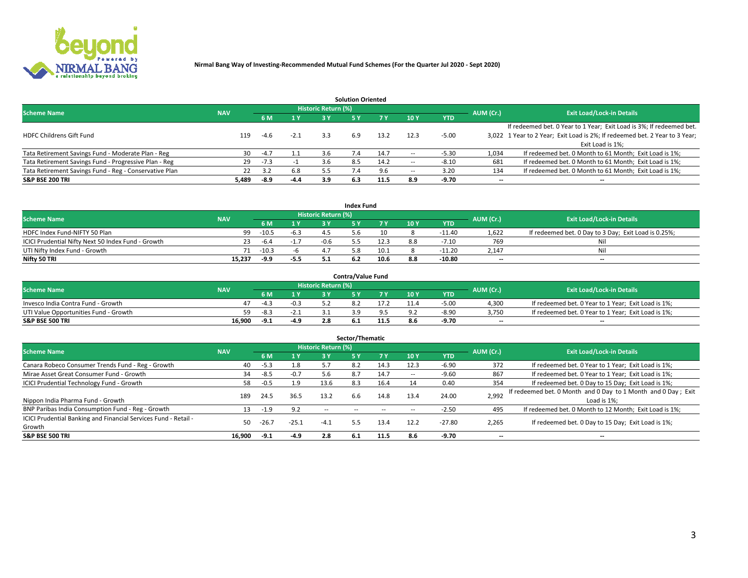**Nirmal Bang Way of Investing-Recommended Mutual Fund Schemes (For the Quarter Jul 2020 - Sept 2020)**

### Solution Oriented

| Scheme Name | NAV | Historic Return (%) | | | | | | | AUM (Cr.) | Exit Load/Lock-in Details |
|---|---|---|---|---|---|---|---|---|---|---|
| | | 6 M | 1 Y | 3 Y | 5 Y | 7 Y | 10 Y | YTD | | |
| HDFC Childrens Gift Fund | 119 | -4.6 | -2.1 | 3.3 | 6.9 | 13.2 | 12.3 | -5.00 | 3,022 | If redeemed bet. 0 Year to 1 Year; Exit Load is 3%; If redeemed bet. 1 Year to 2 Year; Exit Load is 2%; If redeemed bet. 2 Year to 3 Year; Exit Load is 1%; |
| Tata Retirement Savings Fund - Moderate Plan - Reg | 30 | -4.7 | 1.1 | 3.6 | 7.4 | 14.7 | -- | -5.30 | 1,034 | If redeemed bet. 0 Month to 61 Month; Exit Load is 1%; |
| Tata Retirement Savings Fund - Progressive Plan - Reg | 29 | -7.3 | -1 | 3.6 | 8.5 | 14.2 | -- | -8.10 | 681 | If redeemed bet. 0 Month to 61 Month; Exit Load is 1%; |
| Tata Retirement Savings Fund - Reg - Conservative Plan | 22 | 3.2 | 6.8 | 5.5 | 7.4 | 9.6 | -- | 3.20 | 134 | If redeemed bet. 0 Month to 61 Month; Exit Load is 1%; |
| **S&P BSE 200 TRI** | **5,489** | **-8.9** | **-4.4** | **3.9** | **6.3** | **11.5** | **8.9** | **-9.70** | **--** | **--** |

### Index Fund

| Scheme Name | NAV | Historic Return (%) | | | | | | | AUM (Cr.) | Exit Load/Lock-in Details |
|---|---|---|---|---|---|---|---|---|---|---|
| | | 6 M | 1 Y | 3 Y | 5 Y | 7 Y | 10 Y | YTD | | |
| HDFC Index Fund-NIFTY 50 Plan | 99 | -10.5 | -6.3 | 4.5 | 5.6 | 10 | 8 | -11.40 | 1,622 | If redeemed bet. 0 Day to 3 Day; Exit Load is 0.25%; |
| ICICI Prudential Nifty Next 50 Index Fund - Growth | 23 | -6.4 | -1.7 | -0.6 | 5.5 | 12.3 | 8.8 | -7.10 | 769 | Nil |
| UTI Nifty Index Fund - Growth | 71 | -10.3 | -6 | 4.7 | 5.8 | 10.1 | 8 | -11.20 | 2,147 | Nil |
| **Nifty 50 TRI** | **15,237** | **-9.9** | **-5.5** | **5.1** | **6.2** | **10.6** | **8.8** | **-10.80** | **--** | **--** |

### Contra/Value Fund

| Scheme Name | NAV | Historic Return (%) | | | | | | | AUM (Cr.) | Exit Load/Lock-in Details |
|---|---|---|---|---|---|---|---|---|---|---|
| | | 6 M | 1 Y | 3 Y | 5 Y | 7 Y | 10 Y | YTD | | |
| Invesco India Contra Fund - Growth | 47 | -4.3 | -0.3 | 5.2 | 8.2 | 17.2 | 11.4 | -5.00 | 4,300 | If redeemed bet. 0 Year to 1 Year; Exit Load is 1%; |
| UTI Value Opportunities Fund - Growth | 59 | -8.3 | -2.1 | 3.1 | 3.9 | 9.5 | 9.2 | -8.90 | 3,750 | If redeemed bet. 0 Year to 1 Year; Exit Load is 1%; |
| **S&P BSE 500 TRI** | **16,900** | **-9.1** | **-4.9** | **2.8** | **6.1** | **11.5** | **8.6** | **-9.70** | **--** | **--** |

### Sector/Thematic

| Scheme Name | NAV | Historic Return (%) | | | | | | | AUM (Cr.) | Exit Load/Lock-in Details |
|---|---|---|---|---|---|---|---|---|---|---|
| | | 6 M | 1 Y | 3 Y | 5 Y | 7 Y | 10 Y | YTD | | |
| Canara Robeco Consumer Trends Fund - Reg - Growth | 40 | -5.3 | 1.8 | 5.7 | 8.2 | 14.3 | 12.3 | -6.90 | 372 | If redeemed bet. 0 Year to 1 Year; Exit Load is 1%; |
| Mirae Asset Great Consumer Fund - Growth | 34 | -8.5 | -0.7 | 5.6 | 8.7 | 14.7 | -- | -9.60 | 867 | If redeemed bet. 0 Year to 1 Year; Exit Load is 1%; |
| ICICI Prudential Technology Fund - Growth | 58 | -0.5 | 1.9 | 13.6 | 8.3 | 16.4 | 14 | 0.40 | 354 | If redeemed bet. 0 Day to 15 Day; Exit Load is 1%; |
| Nippon India Pharma Fund - Growth | 189 | 24.5 | 36.5 | 13.2 | 6.6 | 14.8 | 13.4 | 24.00 | 2,992 | If redeemed bet. 0 Month and 0 Day to 1 Month and 0 Day ; Exit Load is 1%; |
| BNP Paribas India Consumption Fund - Reg - Growth | 13 | -1.9 | 9.2 | -- | -- | -- | -- | -2.50 | 495 | If redeemed bet. 0 Month to 12 Month; Exit Load is 1%; |
| ICICI Prudential Banking and Financial Services Fund - Retail - Growth | 50 | -26.7 | -25.1 | -4.1 | 5.5 | 13.4 | 12.2 | -27.80 | 2,265 | If redeemed bet. 0 Day to 15 Day; Exit Load is 1%; |
| **S&P BSE 500 TRI** | **16,900** | **-9.1** | **-4.9** | **2.8** | **6.1** | **11.5** | **8.6** | **-9.70** | **--** | **--** |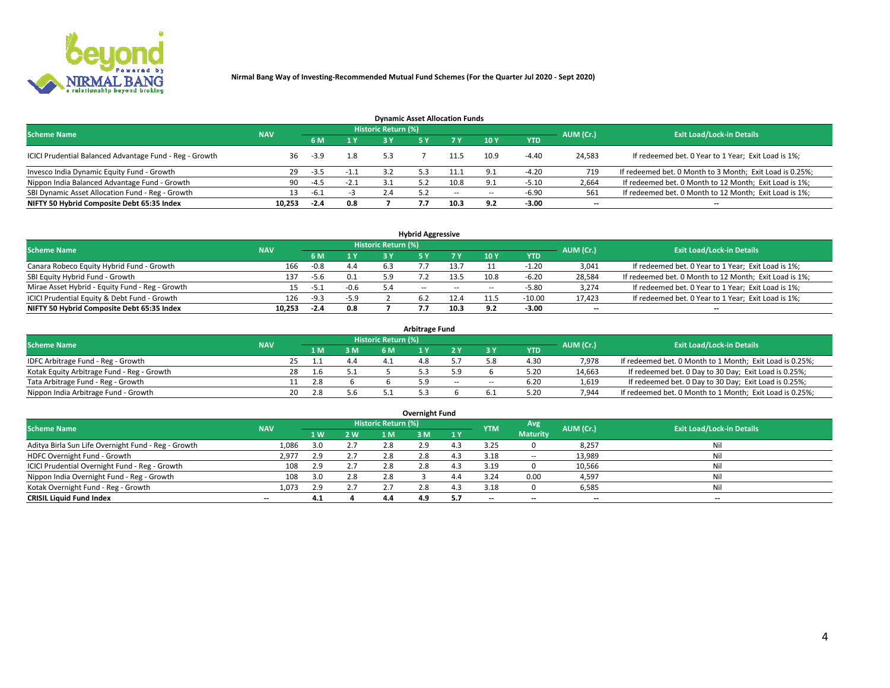Nirmal Bang Way of Investing-Recommended Mutual Fund Schemes (For the Quarter Jul 2020 - Sept 2020)

## Dynamic Asset Allocation Funds

| Scheme Name | NAV | Historic Return (%) | | | | | | | AUM (Cr.) | Exit Load/Lock-in Details |
|---|---|---|---|---|---|---|---|---|---|---|
| | | 6 M | 1 Y | 3 Y | 5 Y | 7 Y | 10 Y | YTD | | |
| ICICI Prudential Balanced Advantage Fund - Reg - Growth | 36 | -3.9 | 1.8 | 5.3 | 7 | 11.5 | 10.9 | -4.40 | 24,583 | If redeemed bet. 0 Year to 1 Year; Exit Load is 1%; |
| Invesco India Dynamic Equity Fund - Growth | 29 | -3.5 | -1.1 | 3.2 | 5.3 | 11.1 | 9.1 | -4.20 | 719 | If redeemed bet. 0 Month to 3 Month; Exit Load is 0.25%; |
| Nippon India Balanced Advantage Fund - Growth | 90 | -4.5 | -2.1 | 3.1 | 5.2 | 10.8 | 9.1 | -5.10 | 2,664 | If redeemed bet. 0 Month to 12 Month; Exit Load is 1%; |
| SBI Dynamic Asset Allocation Fund - Reg - Growth | 13 | -6.1 | -3 | 2.4 | 5.2 | -- | -- | -6.90 | 561 | If redeemed bet. 0 Month to 12 Month; Exit Load is 1%; |
| **NIFTY 50 Hybrid Composite Debt 65:35 Index** | **10,253** | **-2.4** | **0.8** | **7** | **7.7** | **10.3** | **9.2** | **-3.00** | **--** | **--** |

## Hybrid Aggressive

| Scheme Name | NAV | Historic Return (%) | | | | | | | AUM (Cr.) | Exit Load/Lock-in Details |
|---|---|---|---|---|---|---|---|---|---|---|
| | | 6 M | 1 Y | 3 Y | 5 Y | 7 Y | 10 Y | YTD | | |
| Canara Robeco Equity Hybrid Fund - Growth | 166 | -0.8 | 4.4 | 6.3 | 7.7 | 13.7 | 11 | -1.20 | 3,041 | If redeemed bet. 0 Year to 1 Year; Exit Load is 1%; |
| SBI Equity Hybrid Fund - Growth | 137 | -5.6 | 0.1 | 5.9 | 7.2 | 13.5 | 10.8 | -6.20 | 28,584 | If redeemed bet. 0 Month to 12 Month; Exit Load is 1%; |
| Mirae Asset Hybrid - Equity Fund - Reg - Growth | 15 | -5.1 | -0.6 | 5.4 | -- | -- | -- | -5.80 | 3,274 | If redeemed bet. 0 Year to 1 Year; Exit Load is 1%; |
| ICICI Prudential Equity & Debt Fund - Growth | 126 | -9.3 | -5.9 | 2 | 6.2 | 12.4 | 11.5 | -10.00 | 17,423 | If redeemed bet. 0 Year to 1 Year; Exit Load is 1%; |
| **NIFTY 50 Hybrid Composite Debt 65:35 Index** | **10,253** | **-2.4** | **0.8** | **7** | **7.7** | **10.3** | **9.2** | **-3.00** | **--** | **--** |

## Arbitrage Fund

| Scheme Name | NAV | Historic Return (%) | | | | | | | AUM (Cr.) | Exit Load/Lock-in Details |
|---|---|---|---|---|---|---|---|---|---|---|
| | | 1 M | 3 M | 6 M | 1 Y | 2 Y | 3 Y | YTD | | |
| IDFC Arbitrage Fund - Reg - Growth | 25 | 1.1 | 4.4 | 4.1 | 4.8 | 5.7 | 5.8 | 4.30 | 7,978 | If redeemed bet. 0 Month to 1 Month; Exit Load is 0.25%; |
| Kotak Equity Arbitrage Fund - Reg - Growth | 28 | 1.6 | 5.1 | 5 | 5.3 | 5.9 | 6 | 5.20 | 14,663 | If redeemed bet. 0 Day to 30 Day; Exit Load is 0.25%; |
| Tata Arbitrage Fund - Reg - Growth | 11 | 2.8 | 6 | 6 | 5.9 | -- | -- | 6.20 | 1,619 | If redeemed bet. 0 Day to 30 Day; Exit Load is 0.25%; |
| Nippon India Arbitrage Fund - Growth | 20 | 2.8 | 5.6 | 5.1 | 5.3 | 6 | 6.1 | 5.20 | 7,944 | If redeemed bet. 0 Month to 1 Month; Exit Load is 0.25%; |

## Overnight Fund

| Scheme Name | NAV | Historic Return (%) | | | | | YTM | Avg Maturity | AUM (Cr.) | Exit Load/Lock-in Details |
|---|---|---|---|---|---|---|---|---|---|---|
| | | 1 W | 2 W | 1 M | 3 M | 1 Y | | | | |
| Aditya Birla Sun Life Overnight Fund - Reg - Growth | 1,086 | 3.0 | 2.7 | 2.8 | 2.9 | 4.3 | 3.25 | 0 | 8,257 | Nil |
| HDFC Overnight Fund - Growth | 2,977 | 2.9 | 2.7 | 2.8 | 2.8 | 4.3 | 3.18 | -- | 13,989 | Nil |
| ICICI Prudential Overnight Fund - Reg - Growth | 108 | 2.9 | 2.7 | 2.8 | 2.8 | 4.3 | 3.19 | 0 | 10,566 | Nil |
| Nippon India Overnight Fund - Reg - Growth | 108 | 3.0 | 2.8 | 2.8 | 3 | 4.4 | 3.24 | 0.00 | 4,597 | Nil |
| Kotak Overnight Fund - Reg - Growth | 1,073 | 2.9 | 2.7 | 2.7 | 2.8 | 4.3 | 3.18 | 0 | 6,585 | Nil |
| **CRISIL Liquid Fund Index** | **--** | **4.1** | **4** | **4.4** | **4.9** | **5.7** | **--** | **--** | **--** | **--** |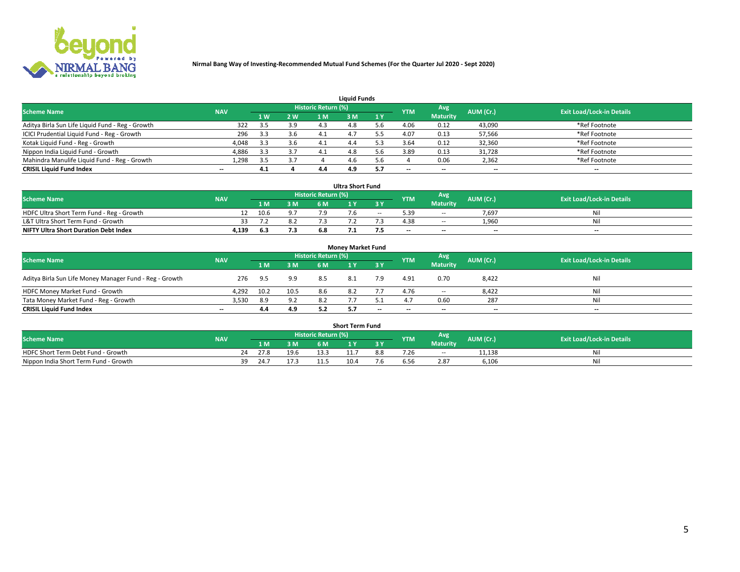**Nirmal Bang Way of Investing-Recommended Mutual Fund Schemes (For the Quarter Jul 2020 - Sept 2020)**

### Liquid Funds

| Scheme Name | NAV | Historic Return (%) | | | | | YTM | Avg Maturity | AUM (Cr.) | Exit Load/Lock-in Details |
|---|---|---|---|---|---|---|---|---|---|---|
| | | 1 W | 2 W | 1 M | 3 M | 1 Y | | | | |
| Aditya Birla Sun Life Liquid Fund - Reg - Growth | 322 | 3.5 | 3.9 | 4.3 | 4.8 | 5.6 | 4.06 | 0.12 | 43,090 | *Ref Footnote |
| ICICI Prudential Liquid Fund - Reg - Growth | 296 | 3.3 | 3.6 | 4.1 | 4.7 | 5.5 | 4.07 | 0.13 | 57,566 | *Ref Footnote |
| Kotak Liquid Fund - Reg - Growth | 4,048 | 3.3 | 3.6 | 4.1 | 4.4 | 5.3 | 3.64 | 0.12 | 32,360 | *Ref Footnote |
| Nippon India Liquid Fund - Growth | 4,886 | 3.3 | 3.7 | 4.1 | 4.8 | 5.6 | 3.89 | 0.13 | 31,728 | *Ref Footnote |
| Mahindra Manulife Liquid Fund - Reg - Growth | 1,298 | 3.5 | 3.7 | 4 | 4.6 | 5.6 | 4 | 0.06 | 2,362 | *Ref Footnote |
| **CRISIL Liquid Fund Index** | -- | **4.1** | **4** | **4.4** | **4.9** | **5.7** | -- | -- | -- | -- |

### Ultra Short Fund

| Scheme Name | NAV | Historic Return (%) | | | | | YTM | Avg Maturity | AUM (Cr.) | Exit Load/Lock-in Details |
|---|---|---|---|---|---|---|---|---|---|---|
| | | 1 M | 3 M | 6 M | 1 Y | 3 Y | | | | |
| HDFC Ultra Short Term Fund - Reg - Growth | 12 | 10.6 | 9.7 | 7.9 | 7.6 | -- | 5.39 | -- | 7,697 | Nil |
| L&T Ultra Short Term Fund - Growth | 33 | 7.2 | 8.2 | 7.3 | 7.2 | 7.3 | 4.38 | -- | 1,960 | Nil |
| **NIFTY Ultra Short Duration Debt Index** | **4,139** | **6.3** | **7.3** | **6.8** | **7.1** | **7.5** | -- | -- | -- | -- |

### Money Market Fund

| Scheme Name | NAV | Historic Return (%) | | | | | YTM | Avg Maturity | AUM (Cr.) | Exit Load/Lock-in Details |
|---|---|---|---|---|---|---|---|---|---|---|
| | | 1 M | 3 M | 6 M | 1 Y | 3 Y | | | | |
| Aditya Birla Sun Life Money Manager Fund - Reg - Growth | 276 | 9.5 | 9.9 | 8.5 | 8.1 | 7.9 | 4.91 | 0.70 | 8,422 | Nil |
| HDFC Money Market Fund - Growth | 4,292 | 10.2 | 10.5 | 8.6 | 8.2 | 7.7 | 4.76 | -- | 8,422 | Nil |
| Tata Money Market Fund - Reg - Growth | 3,530 | 8.9 | 9.2 | 8.2 | 7.7 | 5.1 | 4.7 | 0.60 | 287 | Nil |
| **CRISIL Liquid Fund Index** | -- | **4.4** | **4.9** | **5.2** | **5.7** | -- | -- | -- | -- | -- |

### Short Term Fund

| Scheme Name | NAV | Historic Return (%) | | | | | YTM | Avg Maturity | AUM (Cr.) | Exit Load/Lock-in Details |
|---|---|---|---|---|---|---|---|---|---|---|
| | | 1 M | 3 M | 6 M | 1 Y | 3 Y | | | | |
| HDFC Short Term Debt Fund - Growth | 24 | 27.8 | 19.6 | 13.3 | 11.7 | 8.8 | 7.26 | -- | 11,138 | Nil |
| Nippon India Short Term Fund - Growth | 39 | 24.7 | 17.3 | 11.5 | 10.4 | 7.6 | 6.56 | 2.87 | 6,106 | Nil |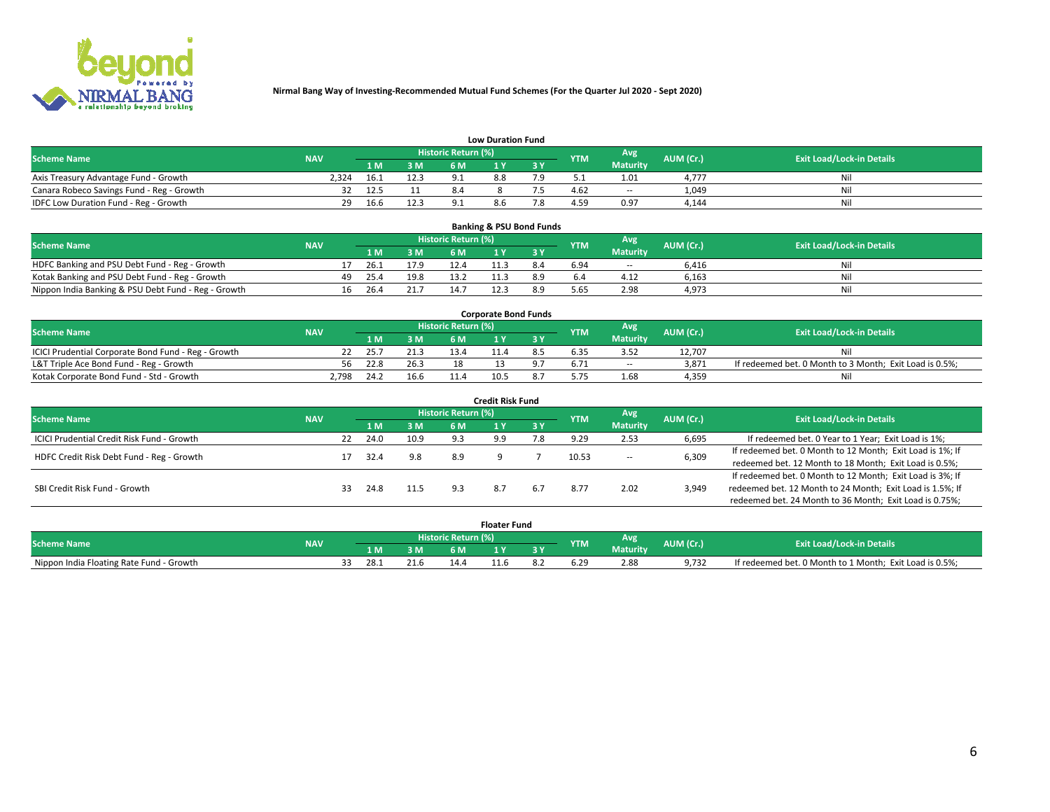**Nirmal Bang Way of Investing-Recommended Mutual Fund Schemes (For the Quarter Jul 2020 - Sept 2020)**

### Low Duration Fund

| Scheme Name | NAV | Historic Return (%) | | | | | YTM | Avg Maturity | AUM (Cr.) | Exit Load/Lock-in Details |
|---|---|---|---|---|---|---|---|---|---|---|
| | | 1 M | 3 M | 6 M | 1 Y | 3 Y | | | | |
| Axis Treasury Advantage Fund - Growth | 2,324 | 16.1 | 12.3 | 9.1 | 8.8 | 7.9 | 5.1 | 1.01 | 4,777 | Nil |
| Canara Robeco Savings Fund - Reg - Growth | 32 | 12.5 | 11 | 8.4 | 8 | 7.5 | 4.62 | -- | 1,049 | Nil |
| IDFC Low Duration Fund - Reg - Growth | 29 | 16.6 | 12.3 | 9.1 | 8.6 | 7.8 | 4.59 | 0.97 | 4,144 | Nil |

### Banking & PSU Bond Funds

| Scheme Name | NAV | Historic Return (%) | | | | | YTM | Avg Maturity | AUM (Cr.) | Exit Load/Lock-in Details |
|---|---|---|---|---|---|---|---|---|---|---|
| | | 1 M | 3 M | 6 M | 1 Y | 3 Y | | | | |
| HDFC Banking and PSU Debt Fund - Reg - Growth | 17 | 26.1 | 17.9 | 12.4 | 11.3 | 8.4 | 6.94 | -- | 6,416 | Nil |
| Kotak Banking and PSU Debt Fund - Reg - Growth | 49 | 25.4 | 19.8 | 13.2 | 11.3 | 8.9 | 6.4 | 4.12 | 6,163 | Nil |
| Nippon India Banking & PSU Debt Fund - Reg - Growth | 16 | 26.4 | 21.7 | 14.7 | 12.3 | 8.9 | 5.65 | 2.98 | 4,973 | Nil |

### Corporate Bond Funds

| Scheme Name | NAV | Historic Return (%) | | | | | YTM | Avg Maturity | AUM (Cr.) | Exit Load/Lock-in Details |
|---|---|---|---|---|---|---|---|---|---|---|
| | | 1 M | 3 M | 6 M | 1 Y | 3 Y | | | | |
| ICICI Prudential Corporate Bond Fund - Reg - Growth | 22 | 25.7 | 21.3 | 13.4 | 11.4 | 8.5 | 6.35 | 3.52 | 12,707 | Nil |
| L&T Triple Ace Bond Fund - Reg - Growth | 56 | 22.8 | 26.3 | 18 | 13 | 9.7 | 6.71 | -- | 3,871 | If redeemed bet. 0 Month to 3 Month; Exit Load is 0.5%; |
| Kotak Corporate Bond Fund - Std - Growth | 2,798 | 24.2 | 16.6 | 11.4 | 10.5 | 8.7 | 5.75 | 1.68 | 4,359 | Nil |

### Credit Risk Fund

| Scheme Name | NAV | Historic Return (%) | | | | | YTM | Avg Maturity | AUM (Cr.) | Exit Load/Lock-in Details |
|---|---|---|---|---|---|---|---|---|---|---|
| | | 1 M | 3 M | 6 M | 1 Y | 3 Y | | | | |
| ICICI Prudential Credit Risk Fund - Growth | 22 | 24.0 | 10.9 | 9.3 | 9.9 | 7.8 | 9.29 | 2.53 | 6,695 | If redeemed bet. 0 Year to 1 Year; Exit Load is 1%; |
| HDFC Credit Risk Debt Fund - Reg - Growth | 17 | 32.4 | 9.8 | 8.9 | 9 | 7 | 10.53 | -- | 6,309 | If redeemed bet. 0 Month to 12 Month; Exit Load is 1%; If redeemed bet. 12 Month to 18 Month; Exit Load is 0.5%; |
| SBI Credit Risk Fund - Growth | 33 | 24.8 | 11.5 | 9.3 | 8.7 | 6.7 | 8.77 | 2.02 | 3,949 | If redeemed bet. 0 Month to 12 Month; Exit Load is 3%; If redeemed bet. 12 Month to 24 Month; Exit Load is 1.5%; If redeemed bet. 24 Month to 36 Month; Exit Load is 0.75%; |

### Floater Fund

| Scheme Name | NAV | Historic Return (%) | | | | | YTM | Avg Maturity | AUM (Cr.) | Exit Load/Lock-in Details |
|---|---|---|---|---|---|---|---|---|---|---|
| | | 1 M | 3 M | 6 M | 1 Y | 3 Y | | | | |
| Nippon India Floating Rate Fund - Growth | 33 | 28.1 | 21.6 | 14.4 | 11.6 | 8.2 | 6.29 | 2.88 | 9,732 | If redeemed bet. 0 Month to 1 Month; Exit Load is 0.5%; |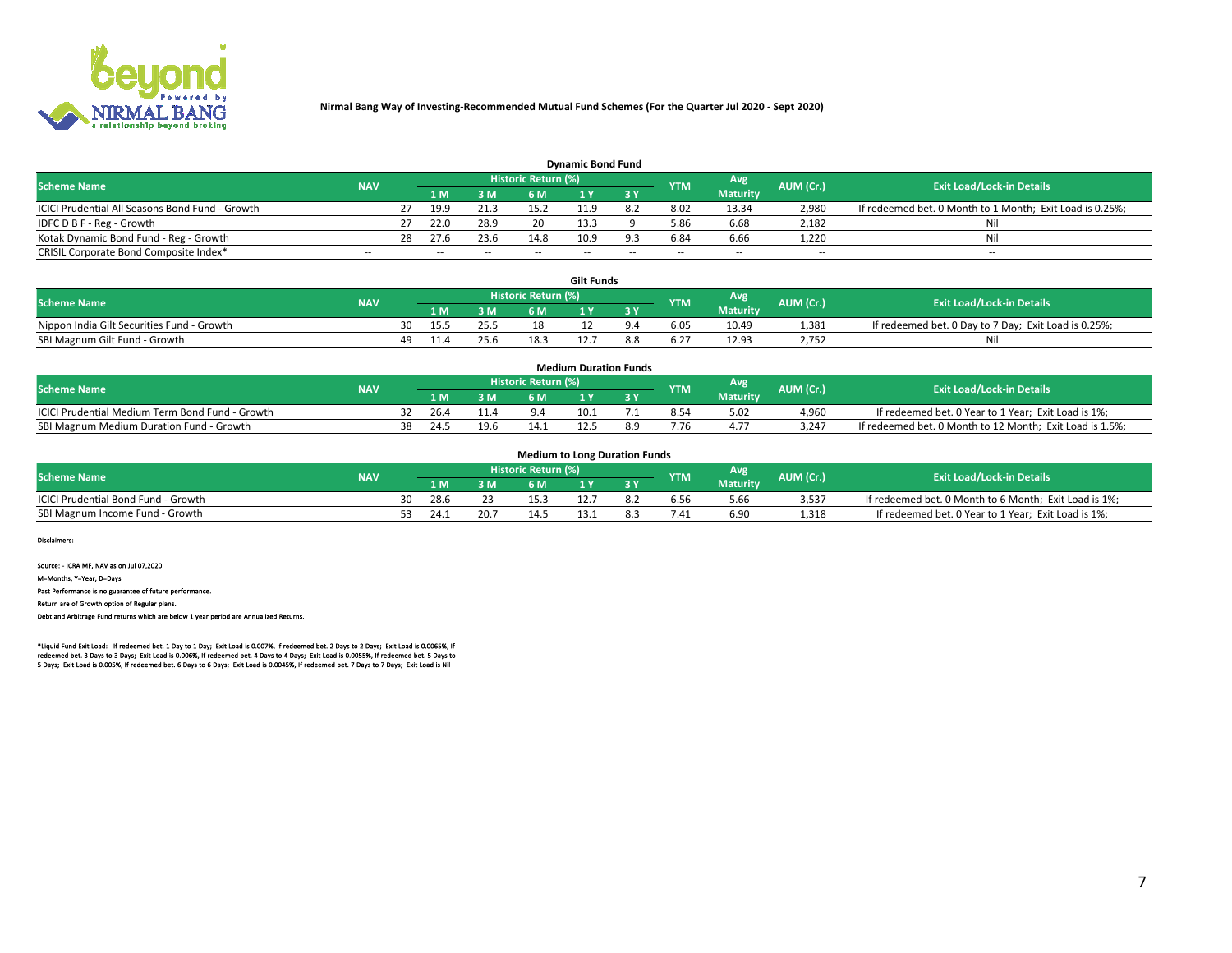**Nirmal Bang Way of Investing-Recommended Mutual Fund Schemes (For the Quarter Jul 2020 - Sept 2020)**

### Dynamic Bond Fund

| Scheme Name | NAV | Historic Return (%) | | | | | YTM | Avg Maturity | AUM (Cr.) | Exit Load/Lock-in Details |
|---|---|---|---|---|---|---|---|---|---|---|
| | | 1 M | 3 M | 6 M | 1 Y | 3 Y | | | | |
| ICICI Prudential All Seasons Bond Fund - Growth | 27 | 19.9 | 21.3 | 15.2 | 11.9 | 8.2 | 8.02 | 13.34 | 2,980 | If redeemed bet. 0 Month to 1 Month; Exit Load is 0.25%; |
| IDFC D B F - Reg - Growth | 27 | 22.0 | 28.9 | 20 | 13.3 | 9 | 5.86 | 6.68 | 2,182 | Nil |
| Kotak Dynamic Bond Fund - Reg - Growth | 28 | 27.6 | 23.6 | 14.8 | 10.9 | 9.3 | 6.84 | 6.66 | 1,220 | Nil |
| CRISIL Corporate Bond Composite Index* | -- | -- | -- | -- | -- | -- | -- | -- | -- | -- |

### Gilt Funds

| Scheme Name | NAV | Historic Return (%) | | | | | YTM | Avg Maturity | AUM (Cr.) | Exit Load/Lock-in Details |
|---|---|---|---|---|---|---|---|---|---|---|
| | | 1 M | 3 M | 6 M | 1 Y | 3 Y | | | | |
| Nippon India Gilt Securities Fund - Growth | 30 | 15.5 | 25.5 | 18 | 12 | 9.4 | 6.05 | 10.49 | 1,381 | If redeemed bet. 0 Day to 7 Day; Exit Load is 0.25%; |
| SBI Magnum Gilt Fund - Growth | 49 | 11.4 | 25.6 | 18.3 | 12.7 | 8.8 | 6.27 | 12.93 | 2,752 | Nil |

### Medium Duration Funds

| Scheme Name | NAV | Historic Return (%) | | | | | YTM | Avg Maturity | AUM (Cr.) | Exit Load/Lock-in Details |
|---|---|---|---|---|---|---|---|---|---|---|
| | | 1 M | 3 M | 6 M | 1 Y | 3 Y | | | | |
| ICICI Prudential Medium Term Bond Fund - Growth | 32 | 26.4 | 11.4 | 9.4 | 10.1 | 7.1 | 8.54 | 5.02 | 4,960 | If redeemed bet. 0 Year to 1 Year; Exit Load is 1%; |
| SBI Magnum Medium Duration Fund - Growth | 38 | 24.5 | 19.6 | 14.1 | 12.5 | 8.9 | 7.76 | 4.77 | 3,247 | If redeemed bet. 0 Month to 12 Month; Exit Load is 1.5%; |

### Medium to Long Duration Funds

| Scheme Name | NAV | Historic Return (%) | | | | | YTM | Avg Maturity | AUM (Cr.) | Exit Load/Lock-in Details |
|---|---|---|---|---|---|---|---|---|---|---|
| | | 1 M | 3 M | 6 M | 1 Y | 3 Y | | | | |
| ICICI Prudential Bond Fund - Growth | 30 | 28.6 | 23 | 15.3 | 12.7 | 8.2 | 6.56 | 5.66 | 3,537 | If redeemed bet. 0 Month to 6 Month; Exit Load is 1%; |
| SBI Magnum Income Fund - Growth | 53 | 24.1 | 20.7 | 14.5 | 13.1 | 8.3 | 7.41 | 6.90 | 1,318 | If redeemed bet. 0 Year to 1 Year; Exit Load is 1%; |

Disclaimers:

Source: - ICRA MF, NAV as on Jul 07,2020

M=Months, Y=Year, D=Days

Past Performance is no guarantee of future performance.

Return are of Growth option of Regular plans.

Debt and Arbitrage Fund returns which are below 1 year period are Annualized Returns.

*Liquid Fund Exit Load: If redeemed bet. 1 Day to 1 Day; Exit Load is 0.007%, If redeemed bet. 2 Days to 2 Days; Exit Load is 0.0065%, If redeemed bet. 3 Days to 3 Days; Exit Load is 0.006%, If redeemed bet. 4 Days to 4 Days; Exit Load is 0.0055%, If redeemed bet. 5 Days to 5 Days; Exit Load is 0.005%, If redeemed bet. 6 Days to 6 Days; Exit Load is 0.0045%, If redeemed bet. 7 Days to 7 Days; Exit Load is Nil